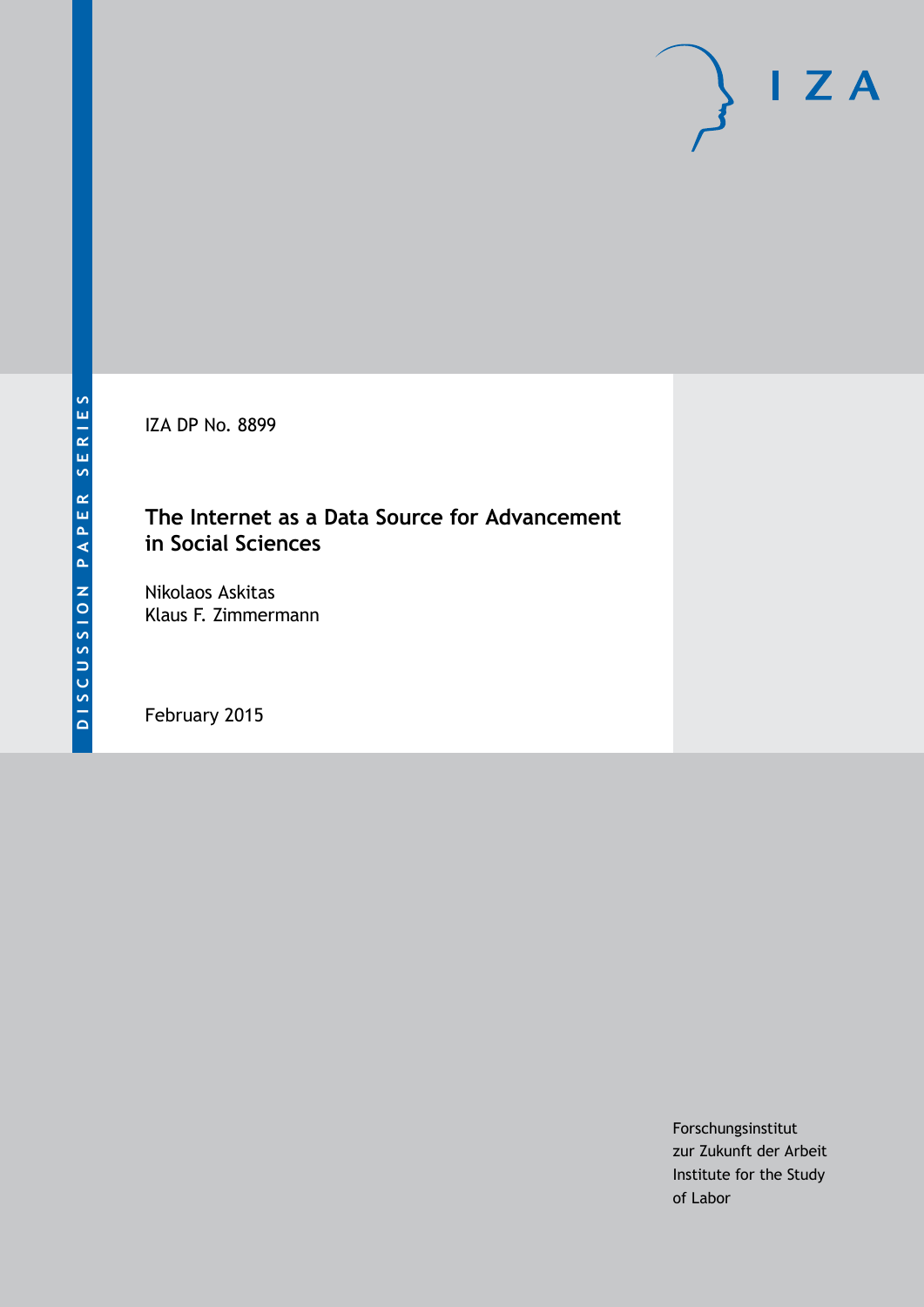DISCUSSION PAPER SERIES

IZA

IZA DP No. 8899

# The Internet as a Data Source for Advancement in Social Sciences

Nikolaos Askitas
Klaus F. Zimmermann

February 2015

Forschungsinstitut
zur Zukunft der Arbeit
Institute for the Study
of Labor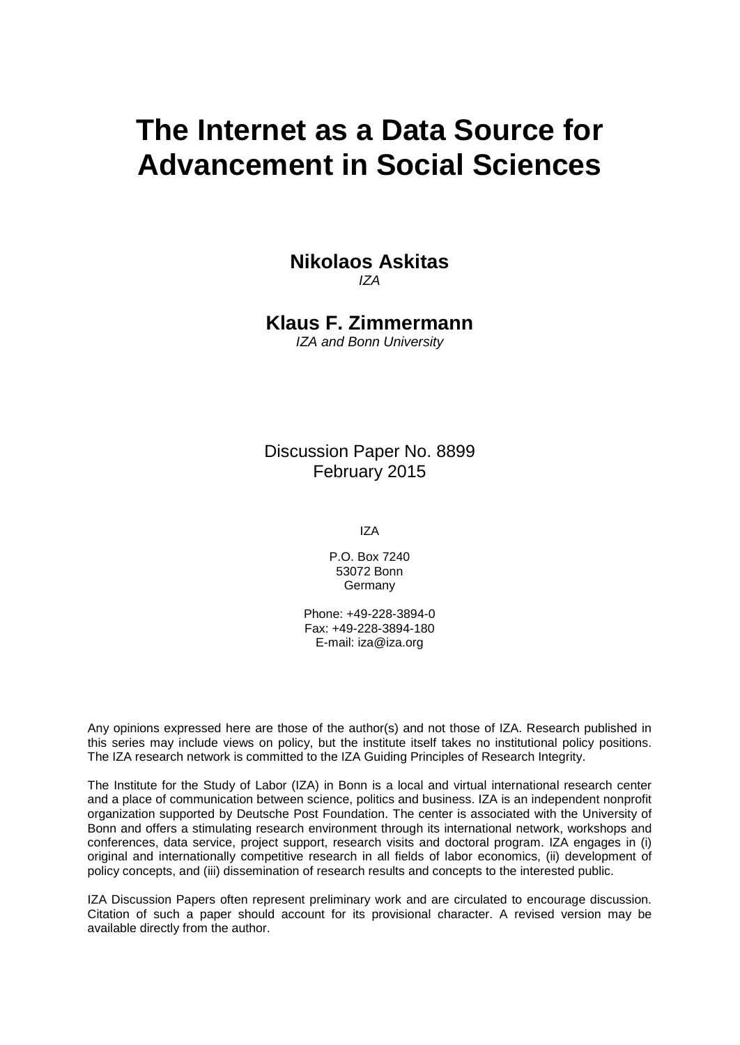# The Internet as a Data Source for Advancement in Social Sciences

**Nikolaos Askitas**
*IZA*

**Klaus F. Zimmermann**
*IZA and Bonn University*

Discussion Paper No. 8899
February 2015

IZA

P.O. Box 7240
53072 Bonn
Germany

Phone: +49-228-3894-0
Fax: +49-228-3894-180
E-mail: iza@iza.org

Any opinions expressed here are those of the author(s) and not those of IZA. Research published in this series may include views on policy, but the institute itself takes no institutional policy positions. The IZA research network is committed to the IZA Guiding Principles of Research Integrity.

The Institute for the Study of Labor (IZA) in Bonn is a local and virtual international research center and a place of communication between science, politics and business. IZA is an independent nonprofit organization supported by Deutsche Post Foundation. The center is associated with the University of Bonn and offers a stimulating research environment through its international network, workshops and conferences, data service, project support, research visits and doctoral program. IZA engages in (i) original and internationally competitive research in all fields of labor economics, (ii) development of policy concepts, and (iii) dissemination of research results and concepts to the interested public.

IZA Discussion Papers often represent preliminary work and are circulated to encourage discussion. Citation of such a paper should account for its provisional character. A revised version may be available directly from the author.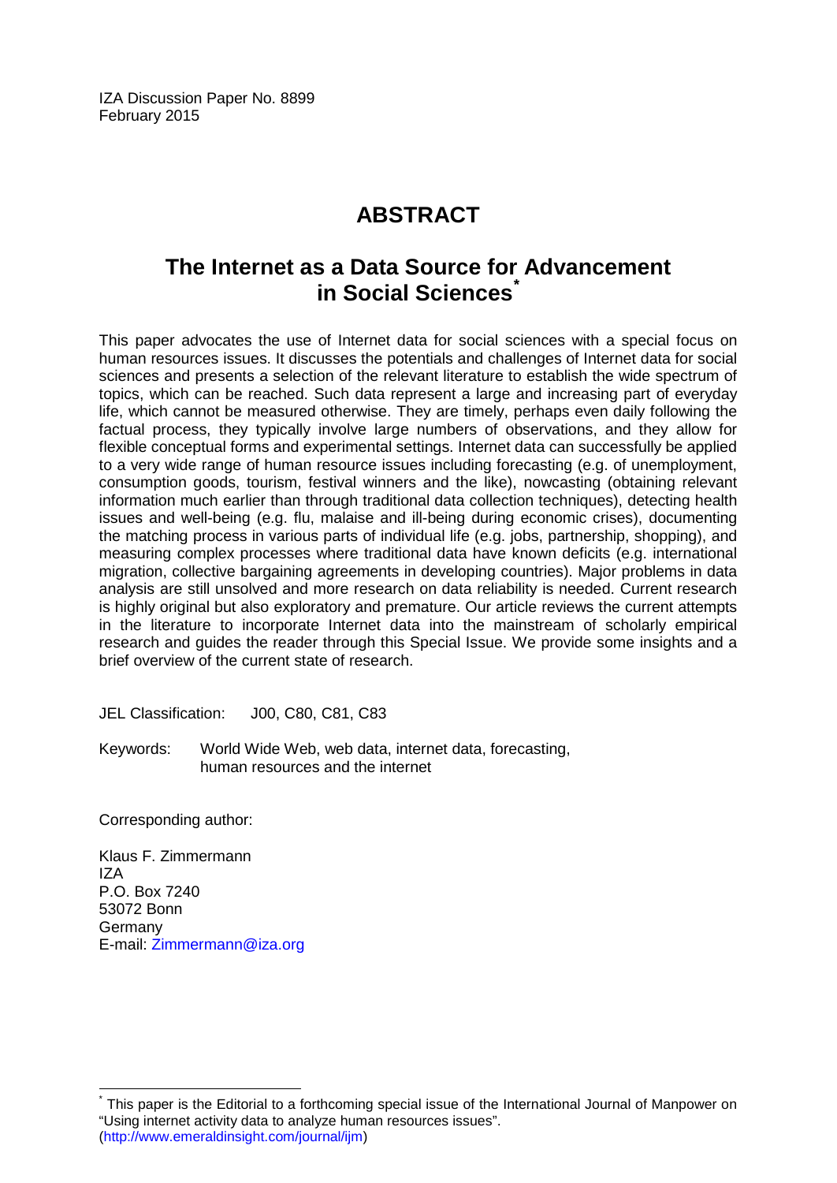IZA Discussion Paper No. 8899
February 2015

# ABSTRACT

## The Internet as a Data Source for Advancement in Social Sciences[*]

This paper advocates the use of Internet data for social sciences with a special focus on human resources issues. It discusses the potentials and challenges of Internet data for social sciences and presents a selection of the relevant literature to establish the wide spectrum of topics, which can be reached. Such data represent a large and increasing part of everyday life, which cannot be measured otherwise. They are timely, perhaps even daily following the factual process, they typically involve large numbers of observations, and they allow for flexible conceptual forms and experimental settings. Internet data can successfully be applied to a very wide range of human resource issues including forecasting (e.g. of unemployment, consumption goods, tourism, festival winners and the like), nowcasting (obtaining relevant information much earlier than through traditional data collection techniques), detecting health issues and well-being (e.g. flu, malaise and ill-being during economic crises), documenting the matching process in various parts of individual life (e.g. jobs, partnership, shopping), and measuring complex processes where traditional data have known deficits (e.g. international migration, collective bargaining agreements in developing countries). Major problems in data analysis are still unsolved and more research on data reliability is needed. Current research is highly original but also exploratory and premature. Our article reviews the current attempts in the literature to incorporate Internet data into the mainstream of scholarly empirical research and guides the reader through this Special Issue. We provide some insights and a brief overview of the current state of research.

JEL Classification: J00, C80, C81, C83

Keywords: World Wide Web, web data, internet data, forecasting, human resources and the internet

Corresponding author:

Klaus F. Zimmermann
IZA
P.O. Box 7240
53072 Bonn
Germany
E-mail: Zimmermann@iza.org

---

[*] This paper is the Editorial to a forthcoming special issue of the International Journal of Manpower on "Using internet activity data to analyze human resources issues". (http://www.emeraldinsight.com/journal/ijm)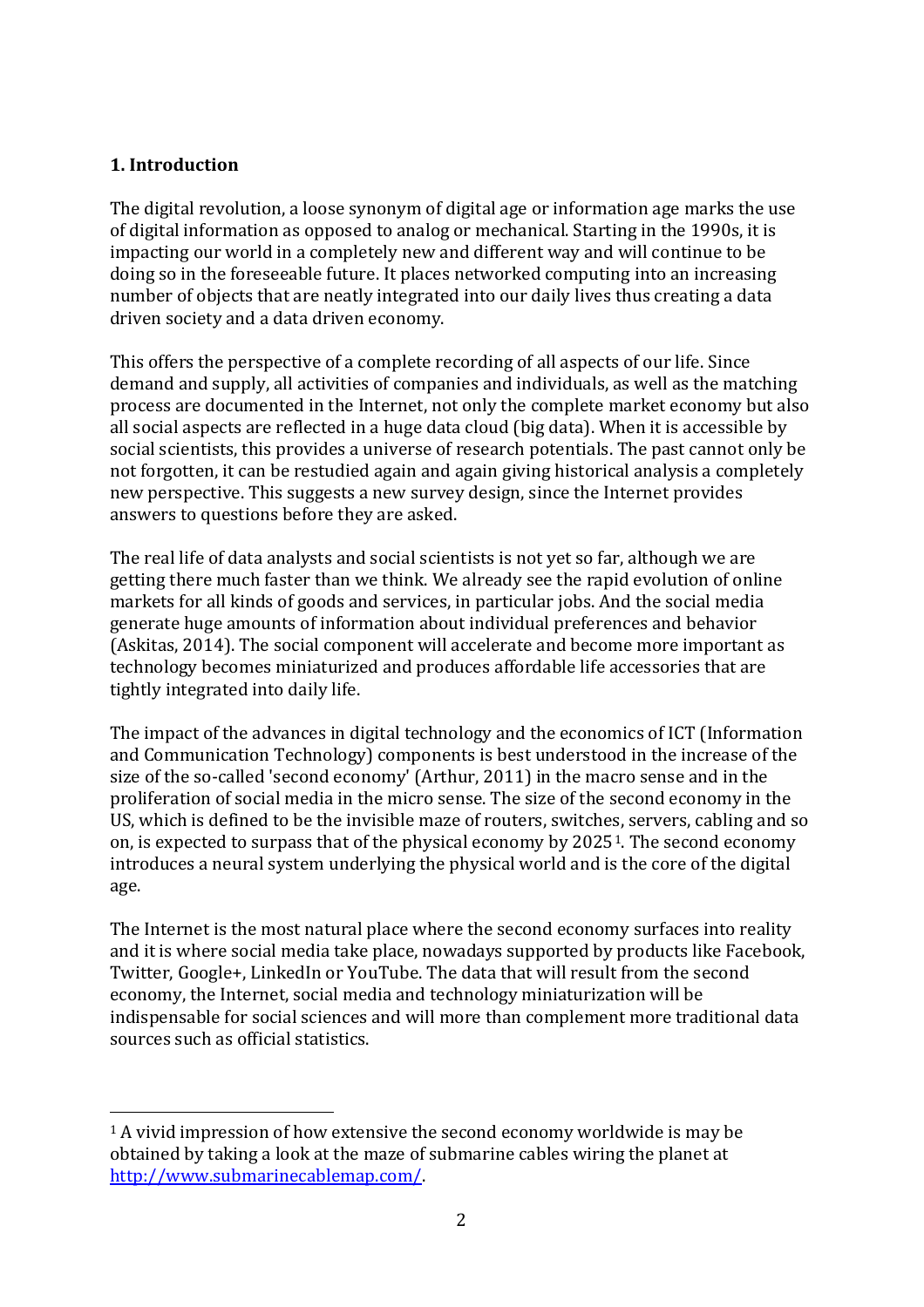## 1. Introduction

The digital revolution, a loose synonym of digital age or information age marks the use of digital information as opposed to analog or mechanical. Starting in the 1990s, it is impacting our world in a completely new and different way and will continue to be doing so in the foreseeable future. It places networked computing into an increasing number of objects that are neatly integrated into our daily lives thus creating a data driven society and a data driven economy.

This offers the perspective of a complete recording of all aspects of our life. Since demand and supply, all activities of companies and individuals, as well as the matching process are documented in the Internet, not only the complete market economy but also all social aspects are reflected in a huge data cloud (big data). When it is accessible by social scientists, this provides a universe of research potentials. The past cannot only be not forgotten, it can be restudied again and again giving historical analysis a completely new perspective. This suggests a new survey design, since the Internet provides answers to questions before they are asked.

The real life of data analysts and social scientists is not yet so far, although we are getting there much faster than we think. We already see the rapid evolution of online markets for all kinds of goods and services, in particular jobs. And the social media generate huge amounts of information about individual preferences and behavior (Askitas, 2014). The social component will accelerate and become more important as technology becomes miniaturized and produces affordable life accessories that are tightly integrated into daily life.

The impact of the advances in digital technology and the economics of ICT (Information and Communication Technology) components is best understood in the increase of the size of the so-called 'second economy' (Arthur, 2011) in the macro sense and in the proliferation of social media in the micro sense. The size of the second economy in the US, which is defined to be the invisible maze of routers, switches, servers, cabling and so on, is expected to surpass that of the physical economy by 2025[1]. The second economy introduces a neural system underlying the physical world and is the core of the digital age.

The Internet is the most natural place where the second economy surfaces into reality and it is where social media take place, nowadays supported by products like Facebook, Twitter, Google+, LinkedIn or YouTube. The data that will result from the second economy, the Internet, social media and technology miniaturization will be indispensable for social sciences and will more than complement more traditional data sources such as official statistics.

[1] A vivid impression of how extensive the second economy worldwide is may be obtained by taking a look at the maze of submarine cables wiring the planet at http://www.submarinecablemap.com/.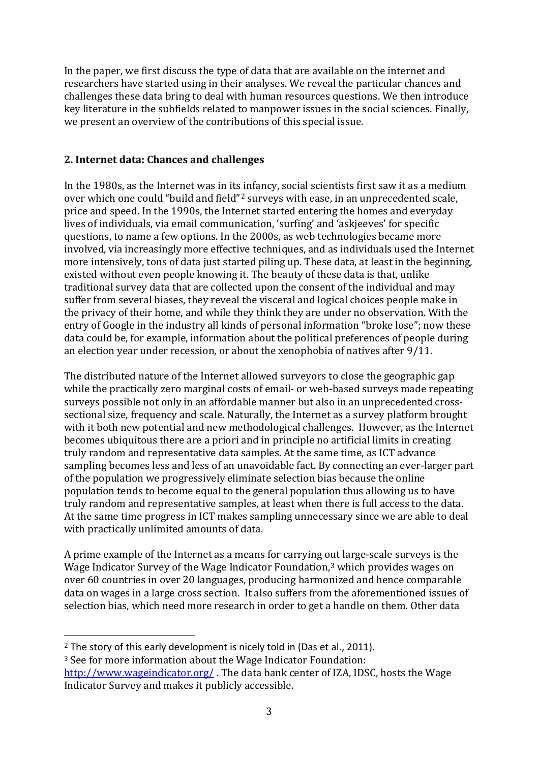In the paper, we first discuss the type of data that are available on the internet and researchers have started using in their analyses. We reveal the particular chances and challenges these data bring to deal with human resources questions. We then introduce key literature in the subfields related to manpower issues in the social sciences. Finally, we present an overview of the contributions of this special issue.

## 2. Internet data: Chances and challenges

In the 1980s, as the Internet was in its infancy, social scientists first saw it as a medium over which one could "build and field"[2] surveys with ease, in an unprecedented scale, price and speed. In the 1990s, the Internet started entering the homes and everyday lives of individuals, via email communication, 'surfing' and 'askjeeves' for specific questions, to name a few options. In the 2000s, as web technologies became more involved, via increasingly more effective techniques, and as individuals used the Internet more intensively, tons of data just started piling up. These data, at least in the beginning, existed without even people knowing it. The beauty of these data is that, unlike traditional survey data that are collected upon the consent of the individual and may suffer from several biases, they reveal the visceral and logical choices people make in the privacy of their home, and while they think they are under no observation. With the entry of Google in the industry all kinds of personal information "broke lose"; now these data could be, for example, information about the political preferences of people during an election year under recession, or about the xenophobia of natives after 9/11.

The distributed nature of the Internet allowed surveyors to close the geographic gap while the practically zero marginal costs of email- or web-based surveys made repeating surveys possible not only in an affordable manner but also in an unprecedented cross-sectional size, frequency and scale. Naturally, the Internet as a survey platform brought with it both new potential and new methodological challenges. However, as the Internet becomes ubiquitous there are a priori and in principle no artificial limits in creating truly random and representative data samples. At the same time, as ICT advance sampling becomes less and less of an unavoidable fact. By connecting an ever-larger part of the population we progressively eliminate selection bias because the online population tends to become equal to the general population thus allowing us to have truly random and representative samples, at least when there is full access to the data. At the same time progress in ICT makes sampling unnecessary since we are able to deal with practically unlimited amounts of data.

A prime example of the Internet as a means for carrying out large-scale surveys is the Wage Indicator Survey of the Wage Indicator Foundation,[3] which provides wages on over 60 countries in over 20 languages, producing harmonized and hence comparable data on wages in a large cross section. It also suffers from the aforementioned issues of selection bias, which need more research in order to get a handle on them. Other data

---

[2] The story of this early development is nicely told in (Das et al., 2011).

[3] See for more information about the Wage Indicator Foundation: http://www.wageindicator.org/ . The data bank center of IZA, IDSC, hosts the Wage Indicator Survey and makes it publicly accessible.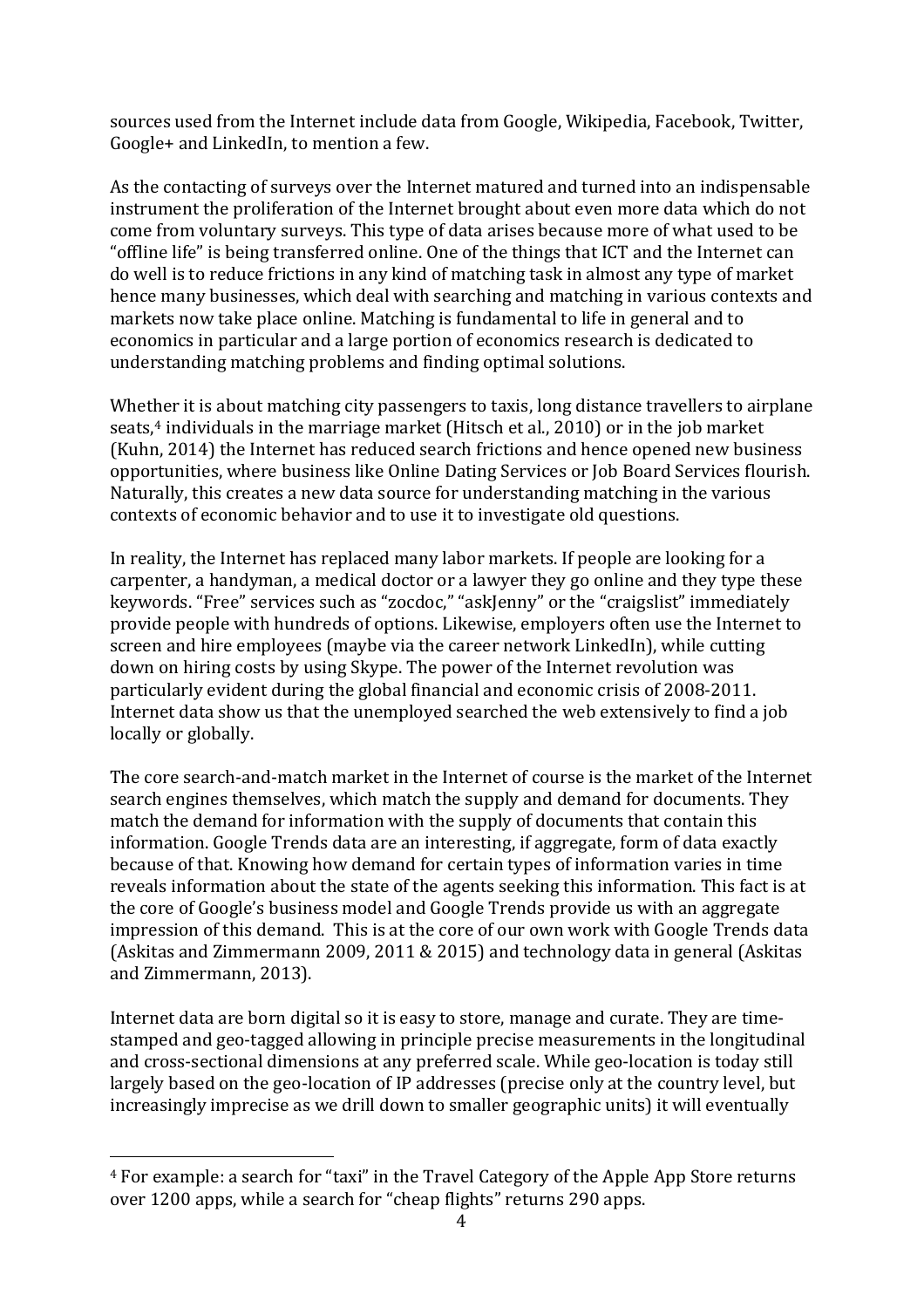sources used from the Internet include data from Google, Wikipedia, Facebook, Twitter, Google+ and LinkedIn, to mention a few.

As the contacting of surveys over the Internet matured and turned into an indispensable instrument the proliferation of the Internet brought about even more data which do not come from voluntary surveys. This type of data arises because more of what used to be "offline life" is being transferred online. One of the things that ICT and the Internet can do well is to reduce frictions in any kind of matching task in almost any type of market hence many businesses, which deal with searching and matching in various contexts and markets now take place online. Matching is fundamental to life in general and to economics in particular and a large portion of economics research is dedicated to understanding matching problems and finding optimal solutions.

Whether it is about matching city passengers to taxis, long distance travellers to airplane seats,[4] individuals in the marriage market (Hitsch et al., 2010) or in the job market (Kuhn, 2014) the Internet has reduced search frictions and hence opened new business opportunities, where business like Online Dating Services or Job Board Services flourish. Naturally, this creates a new data source for understanding matching in the various contexts of economic behavior and to use it to investigate old questions.

In reality, the Internet has replaced many labor markets. If people are looking for a carpenter, a handyman, a medical doctor or a lawyer they go online and they type these keywords. "Free" services such as "zocdoc," "askJenny" or the "craigslist" immediately provide people with hundreds of options. Likewise, employers often use the Internet to screen and hire employees (maybe via the career network LinkedIn), while cutting down on hiring costs by using Skype. The power of the Internet revolution was particularly evident during the global financial and economic crisis of 2008-2011. Internet data show us that the unemployed searched the web extensively to find a job locally or globally.

The core search-and-match market in the Internet of course is the market of the Internet search engines themselves, which match the supply and demand for documents. They match the demand for information with the supply of documents that contain this information. Google Trends data are an interesting, if aggregate, form of data exactly because of that. Knowing how demand for certain types of information varies in time reveals information about the state of the agents seeking this information. This fact is at the core of Google's business model and Google Trends provide us with an aggregate impression of this demand. This is at the core of our own work with Google Trends data (Askitas and Zimmermann 2009, 2011 & 2015) and technology data in general (Askitas and Zimmermann, 2013).

Internet data are born digital so it is easy to store, manage and curate. They are time-stamped and geo-tagged allowing in principle precise measurements in the longitudinal and cross-sectional dimensions at any preferred scale. While geo-location is today still largely based on the geo-location of IP addresses (precise only at the country level, but increasingly imprecise as we drill down to smaller geographic units) it will eventually

[4] For example: a search for "taxi" in the Travel Category of the Apple App Store returns over 1200 apps, while a search for "cheap flights" returns 290 apps.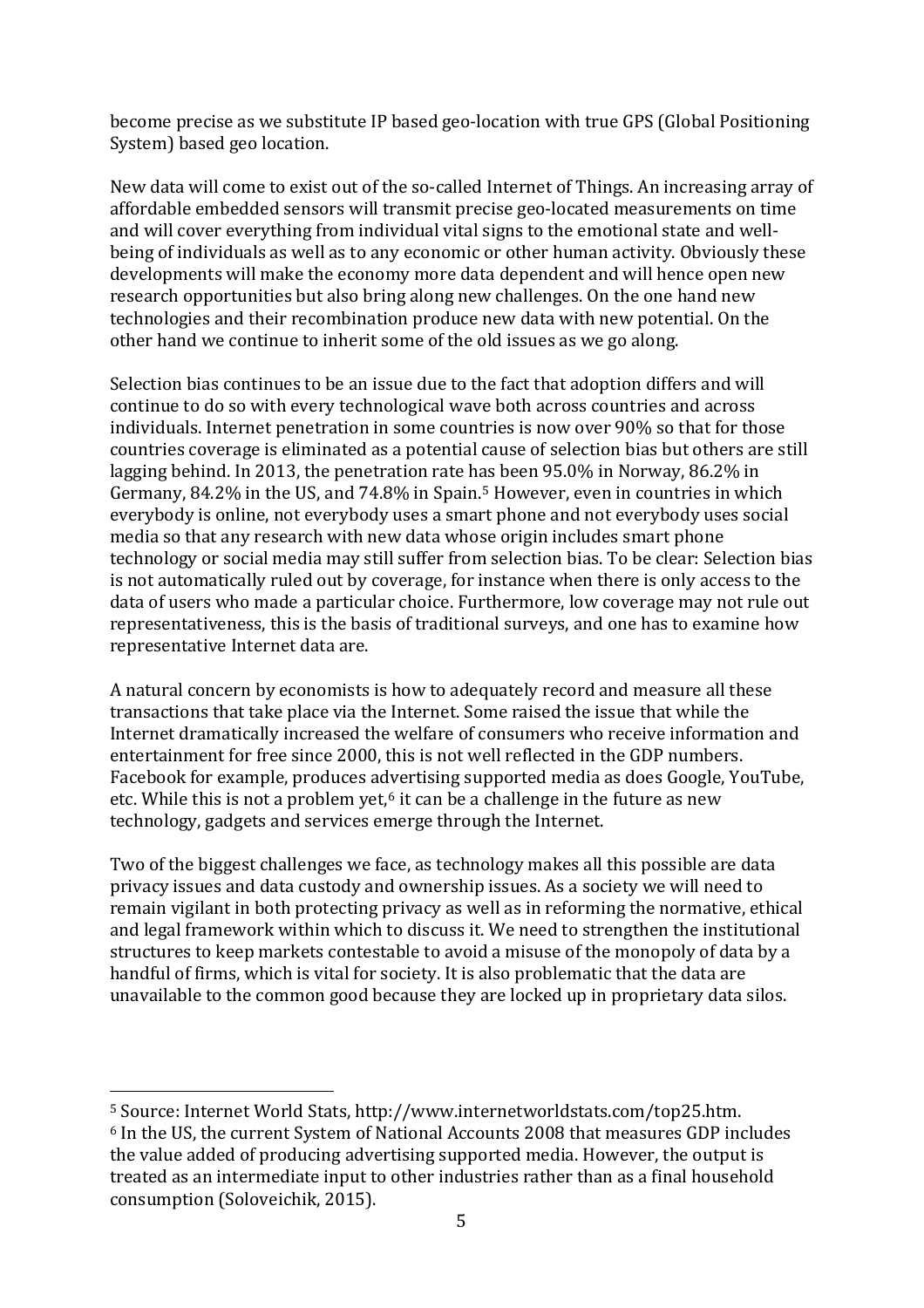become precise as we substitute IP based geo-location with true GPS (Global Positioning System) based geo location.

New data will come to exist out of the so-called Internet of Things. An increasing array of affordable embedded sensors will transmit precise geo-located measurements on time and will cover everything from individual vital signs to the emotional state and well-being of individuals as well as to any economic or other human activity. Obviously these developments will make the economy more data dependent and will hence open new research opportunities but also bring along new challenges. On the one hand new technologies and their recombination produce new data with new potential. On the other hand we continue to inherit some of the old issues as we go along.

Selection bias continues to be an issue due to the fact that adoption differs and will continue to do so with every technological wave both across countries and across individuals. Internet penetration in some countries is now over 90% so that for those countries coverage is eliminated as a potential cause of selection bias but others are still lagging behind. In 2013, the penetration rate has been 95.0% in Norway, 86.2% in Germany, 84.2% in the US, and 74.8% in Spain.[5] However, even in countries in which everybody is online, not everybody uses a smart phone and not everybody uses social media so that any research with new data whose origin includes smart phone technology or social media may still suffer from selection bias. To be clear: Selection bias is not automatically ruled out by coverage, for instance when there is only access to the data of users who made a particular choice. Furthermore, low coverage may not rule out representativeness, this is the basis of traditional surveys, and one has to examine how representative Internet data are.

A natural concern by economists is how to adequately record and measure all these transactions that take place via the Internet. Some raised the issue that while the Internet dramatically increased the welfare of consumers who receive information and entertainment for free since 2000, this is not well reflected in the GDP numbers. Facebook for example, produces advertising supported media as does Google, YouTube, etc. While this is not a problem yet,[6] it can be a challenge in the future as new technology, gadgets and services emerge through the Internet.

Two of the biggest challenges we face, as technology makes all this possible are data privacy issues and data custody and ownership issues. As a society we will need to remain vigilant in both protecting privacy as well as in reforming the normative, ethical and legal framework within which to discuss it. We need to strengthen the institutional structures to keep markets contestable to avoid a misuse of the monopoly of data by a handful of firms, which is vital for society. It is also problematic that the data are unavailable to the common good because they are locked up in proprietary data silos.

---

[5] Source: Internet World Stats, http://www.internetworldstats.com/top25.htm.

[6] In the US, the current System of National Accounts 2008 that measures GDP includes the value added of producing advertising supported media. However, the output is treated as an intermediate input to other industries rather than as a final household consumption (Soloveichik, 2015).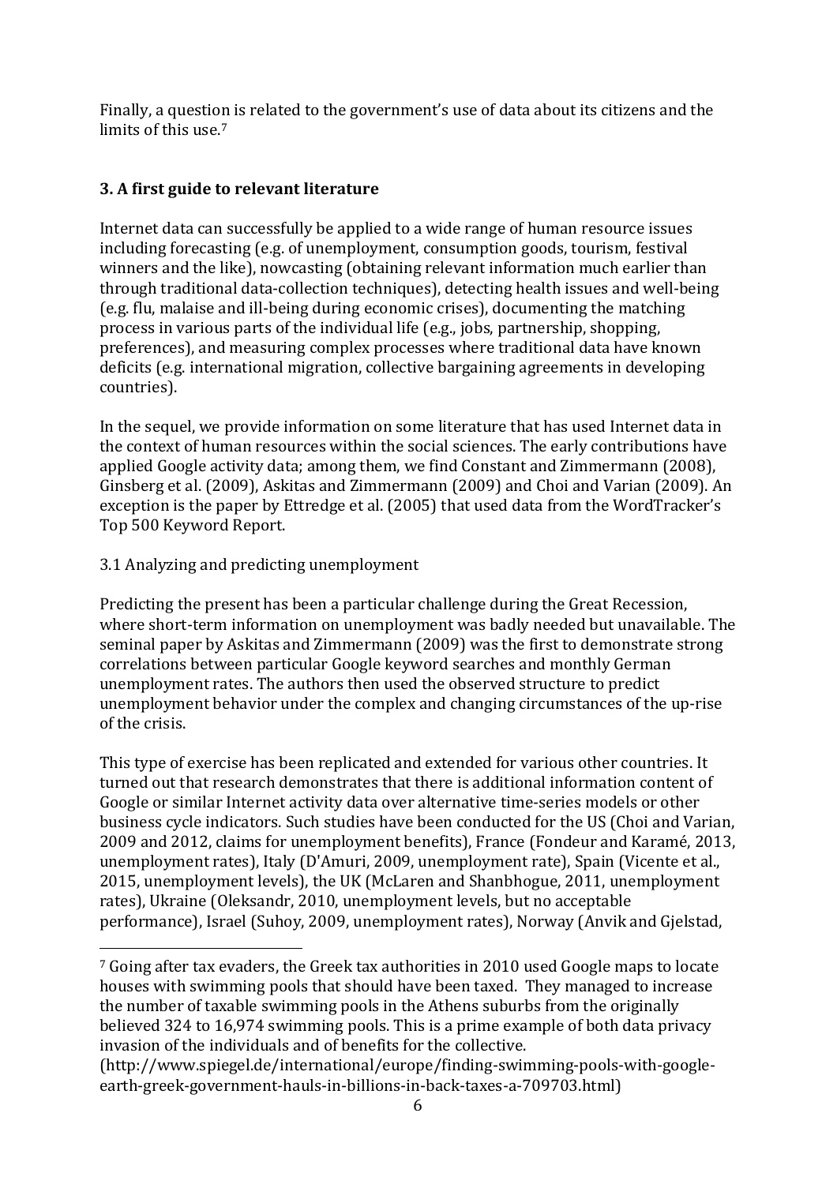Finally, a question is related to the government's use of data about its citizens and the limits of this use.[7]

## 3. A first guide to relevant literature

Internet data can successfully be applied to a wide range of human resource issues including forecasting (e.g. of unemployment, consumption goods, tourism, festival winners and the like), nowcasting (obtaining relevant information much earlier than through traditional data-collection techniques), detecting health issues and well-being (e.g. flu, malaise and ill-being during economic crises), documenting the matching process in various parts of the individual life (e.g., jobs, partnership, shopping, preferences), and measuring complex processes where traditional data have known deficits (e.g. international migration, collective bargaining agreements in developing countries).

In the sequel, we provide information on some literature that has used Internet data in the context of human resources within the social sciences. The early contributions have applied Google activity data; among them, we find Constant and Zimmermann (2008), Ginsberg et al. (2009), Askitas and Zimmermann (2009) and Choi and Varian (2009). An exception is the paper by Ettredge et al. (2005) that used data from the WordTracker's Top 500 Keyword Report.

### 3.1 Analyzing and predicting unemployment

Predicting the present has been a particular challenge during the Great Recession, where short-term information on unemployment was badly needed but unavailable. The seminal paper by Askitas and Zimmermann (2009) was the first to demonstrate strong correlations between particular Google keyword searches and monthly German unemployment rates. The authors then used the observed structure to predict unemployment behavior under the complex and changing circumstances of the up-rise of the crisis.

This type of exercise has been replicated and extended for various other countries. It turned out that research demonstrates that there is additional information content of Google or similar Internet activity data over alternative time-series models or other business cycle indicators. Such studies have been conducted for the US (Choi and Varian, 2009 and 2012, claims for unemployment benefits), France (Fondeur and Karamé, 2013, unemployment rates), Italy (D'Amuri, 2009, unemployment rate), Spain (Vicente et al., 2015, unemployment levels), the UK (McLaren and Shanbhogue, 2011, unemployment rates), Ukraine (Oleksandr, 2010, unemployment levels, but no acceptable performance), Israel (Suhoy, 2009, unemployment rates), Norway (Anvik and Gjelstad,

---

[7] Going after tax evaders, the Greek tax authorities in 2010 used Google maps to locate houses with swimming pools that should have been taxed. They managed to increase the number of taxable swimming pools in the Athens suburbs from the originally believed 324 to 16,974 swimming pools. This is a prime example of both data privacy invasion of the individuals and of benefits for the collective. (http://www.spiegel.de/international/europe/finding-swimming-pools-with-google-earth-greek-government-hauls-in-billions-in-back-taxes-a-709703.html)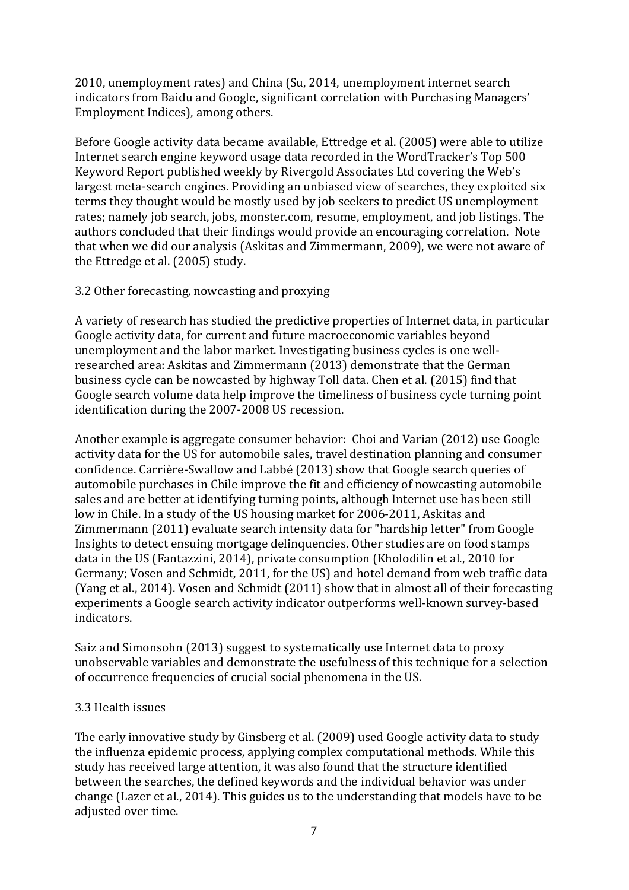2010, unemployment rates) and China (Su, 2014, unemployment internet search indicators from Baidu and Google, significant correlation with Purchasing Managers' Employment Indices), among others.

Before Google activity data became available, Ettredge et al. (2005) were able to utilize Internet search engine keyword usage data recorded in the WordTracker's Top 500 Keyword Report published weekly by Rivergold Associates Ltd covering the Web's largest meta-search engines. Providing an unbiased view of searches, they exploited six terms they thought would be mostly used by job seekers to predict US unemployment rates; namely job search, jobs, monster.com, resume, employment, and job listings. The authors concluded that their findings would provide an encouraging correlation. Note that when we did our analysis (Askitas and Zimmermann, 2009), we were not aware of the Ettredge et al. (2005) study.

### 3.2 Other forecasting, nowcasting and proxying

A variety of research has studied the predictive properties of Internet data, in particular Google activity data, for current and future macroeconomic variables beyond unemployment and the labor market. Investigating business cycles is one well-researched area: Askitas and Zimmermann (2013) demonstrate that the German business cycle can be nowcasted by highway Toll data. Chen et al. (2015) find that Google search volume data help improve the timeliness of business cycle turning point identification during the 2007-2008 US recession.

Another example is aggregate consumer behavior: Choi and Varian (2012) use Google activity data for the US for automobile sales, travel destination planning and consumer confidence. Carrière-Swallow and Labbé (2013) show that Google search queries of automobile purchases in Chile improve the fit and efficiency of nowcasting automobile sales and are better at identifying turning points, although Internet use has been still low in Chile. In a study of the US housing market for 2006-2011, Askitas and Zimmermann (2011) evaluate search intensity data for "hardship letter" from Google Insights to detect ensuing mortgage delinquencies. Other studies are on food stamps data in the US (Fantazzini, 2014), private consumption (Kholodilin et al., 2010 for Germany; Vosen and Schmidt, 2011, for the US) and hotel demand from web traffic data (Yang et al., 2014). Vosen and Schmidt (2011) show that in almost all of their forecasting experiments a Google search activity indicator outperforms well-known survey-based indicators.

Saiz and Simonsohn (2013) suggest to systematically use Internet data to proxy unobservable variables and demonstrate the usefulness of this technique for a selection of occurrence frequencies of crucial social phenomena in the US.

### 3.3 Health issues

The early innovative study by Ginsberg et al. (2009) used Google activity data to study the influenza epidemic process, applying complex computational methods. While this study has received large attention, it was also found that the structure identified between the searches, the defined keywords and the individual behavior was under change (Lazer et al., 2014). This guides us to the understanding that models have to be adjusted over time.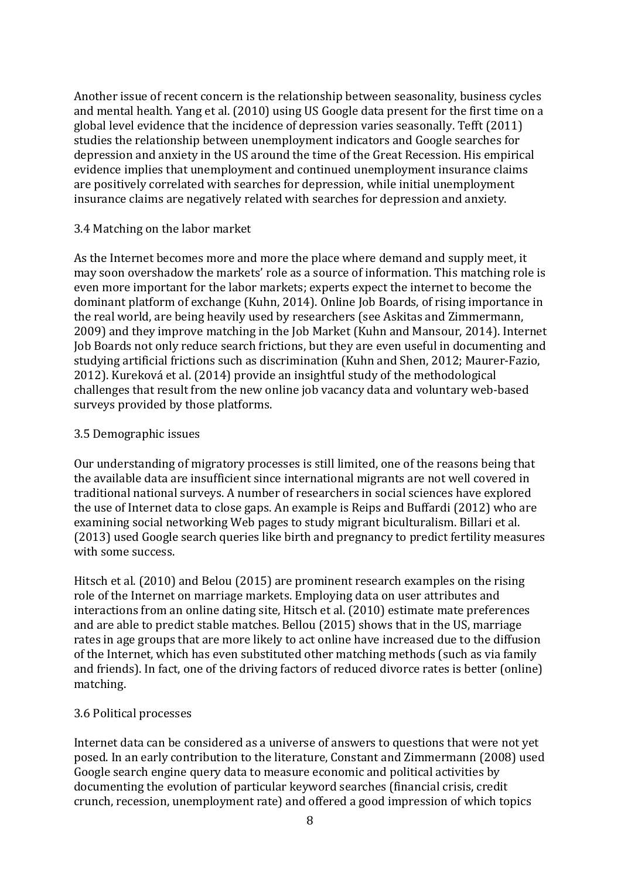Another issue of recent concern is the relationship between seasonality, business cycles and mental health. Yang et al. (2010) using US Google data present for the first time on a global level evidence that the incidence of depression varies seasonally. Tefft (2011) studies the relationship between unemployment indicators and Google searches for depression and anxiety in the US around the time of the Great Recession. His empirical evidence implies that unemployment and continued unemployment insurance claims are positively correlated with searches for depression, while initial unemployment insurance claims are negatively related with searches for depression and anxiety.

### 3.4 Matching on the labor market

As the Internet becomes more and more the place where demand and supply meet, it may soon overshadow the markets' role as a source of information. This matching role is even more important for the labor markets; experts expect the internet to become the dominant platform of exchange (Kuhn, 2014). Online Job Boards, of rising importance in the real world, are being heavily used by researchers (see Askitas and Zimmermann, 2009) and they improve matching in the Job Market (Kuhn and Mansour, 2014). Internet Job Boards not only reduce search frictions, but they are even useful in documenting and studying artificial frictions such as discrimination (Kuhn and Shen, 2012; Maurer-Fazio, 2012). Kureková et al. (2014) provide an insightful study of the methodological challenges that result from the new online job vacancy data and voluntary web-based surveys provided by those platforms.

### 3.5 Demographic issues

Our understanding of migratory processes is still limited, one of the reasons being that the available data are insufficient since international migrants are not well covered in traditional national surveys. A number of researchers in social sciences have explored the use of Internet data to close gaps. An example is Reips and Buffardi (2012) who are examining social networking Web pages to study migrant biculturalism. Billari et al. (2013) used Google search queries like birth and pregnancy to predict fertility measures with some success.

Hitsch et al. (2010) and Belou (2015) are prominent research examples on the rising role of the Internet on marriage markets. Employing data on user attributes and interactions from an online dating site, Hitsch et al. (2010) estimate mate preferences and are able to predict stable matches. Bellou (2015) shows that in the US, marriage rates in age groups that are more likely to act online have increased due to the diffusion of the Internet, which has even substituted other matching methods (such as via family and friends). In fact, one of the driving factors of reduced divorce rates is better (online) matching.

### 3.6 Political processes

Internet data can be considered as a universe of answers to questions that were not yet posed. In an early contribution to the literature, Constant and Zimmermann (2008) used Google search engine query data to measure economic and political activities by documenting the evolution of particular keyword searches (financial crisis, credit crunch, recession, unemployment rate) and offered a good impression of which topics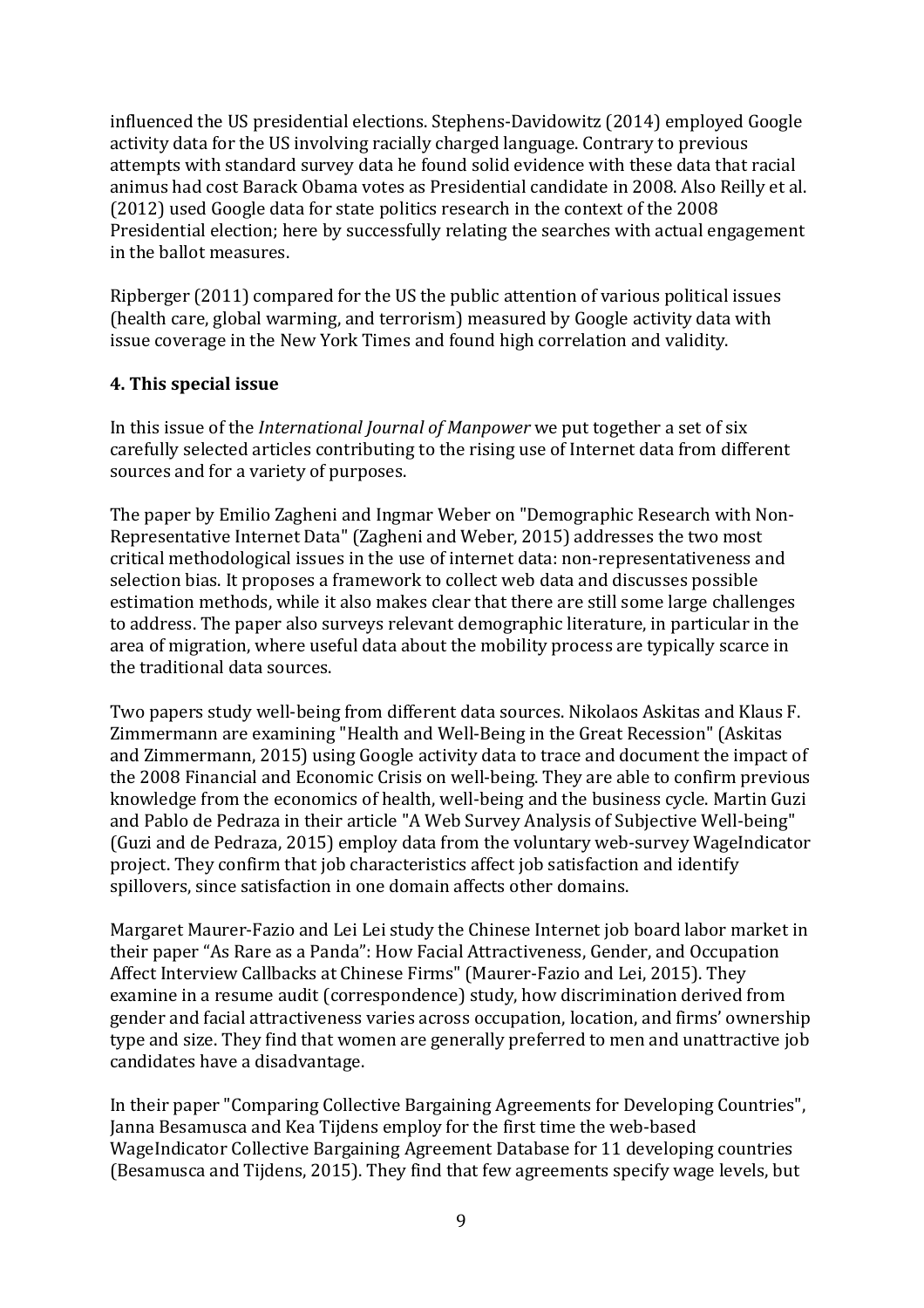influenced the US presidential elections. Stephens-Davidowitz (2014) employed Google activity data for the US involving racially charged language. Contrary to previous attempts with standard survey data he found solid evidence with these data that racial animus had cost Barack Obama votes as Presidential candidate in 2008. Also Reilly et al. (2012) used Google data for state politics research in the context of the 2008 Presidential election; here by successfully relating the searches with actual engagement in the ballot measures.

Ripberger (2011) compared for the US the public attention of various political issues (health care, global warming, and terrorism) measured by Google activity data with issue coverage in the New York Times and found high correlation and validity.

## 4. This special issue

In this issue of the *International Journal of Manpower* we put together a set of six carefully selected articles contributing to the rising use of Internet data from different sources and for a variety of purposes.

The paper by Emilio Zagheni and Ingmar Weber on "Demographic Research with Non-Representative Internet Data" (Zagheni and Weber, 2015) addresses the two most critical methodological issues in the use of internet data: non-representativeness and selection bias. It proposes a framework to collect web data and discusses possible estimation methods, while it also makes clear that there are still some large challenges to address. The paper also surveys relevant demographic literature, in particular in the area of migration, where useful data about the mobility process are typically scarce in the traditional data sources.

Two papers study well-being from different data sources. Nikolaos Askitas and Klaus F. Zimmermann are examining "Health and Well-Being in the Great Recession" (Askitas and Zimmermann, 2015) using Google activity data to trace and document the impact of the 2008 Financial and Economic Crisis on well-being. They are able to confirm previous knowledge from the economics of health, well-being and the business cycle. Martin Guzi and Pablo de Pedraza in their article "A Web Survey Analysis of Subjective Well-being" (Guzi and de Pedraza, 2015) employ data from the voluntary web-survey WageIndicator project. They confirm that job characteristics affect job satisfaction and identify spillovers, since satisfaction in one domain affects other domains.

Margaret Maurer-Fazio and Lei Lei study the Chinese Internet job board labor market in their paper "As Rare as a Panda": How Facial Attractiveness, Gender, and Occupation Affect Interview Callbacks at Chinese Firms" (Maurer-Fazio and Lei, 2015). They examine in a resume audit (correspondence) study, how discrimination derived from gender and facial attractiveness varies across occupation, location, and firms' ownership type and size. They find that women are generally preferred to men and unattractive job candidates have a disadvantage.

In their paper "Comparing Collective Bargaining Agreements for Developing Countries", Janna Besamusca and Kea Tijdens employ for the first time the web-based WageIndicator Collective Bargaining Agreement Database for 11 developing countries (Besamusca and Tijdens, 2015). They find that few agreements specify wage levels, but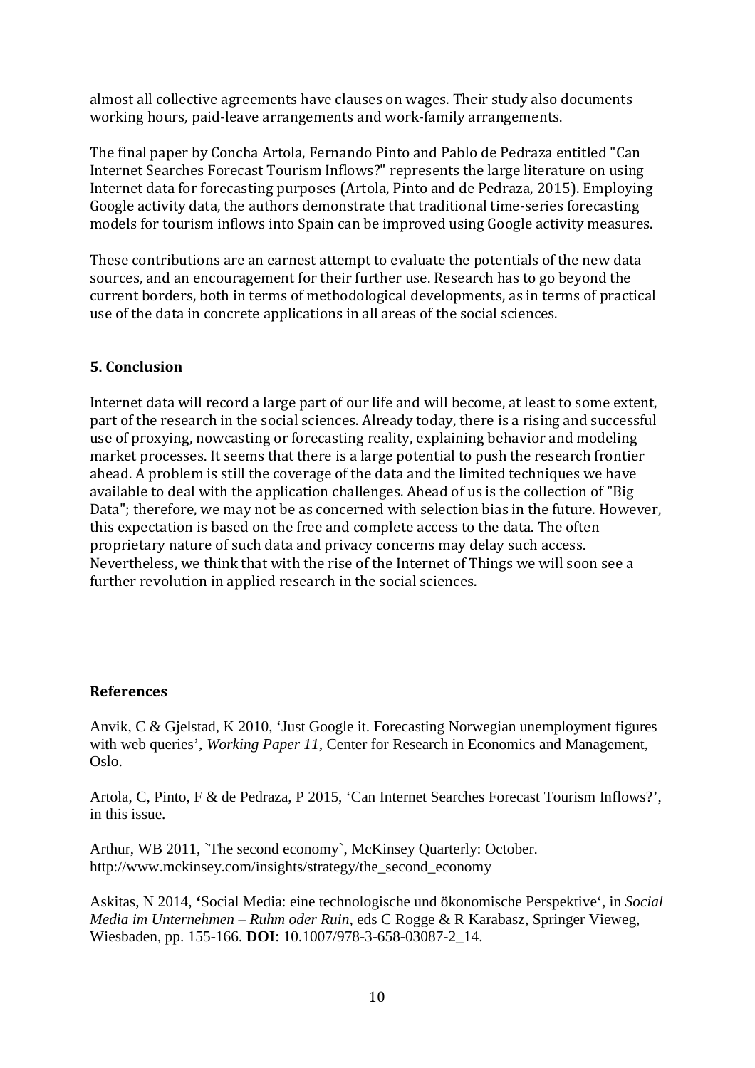almost all collective agreements have clauses on wages. Their study also documents working hours, paid-leave arrangements and work-family arrangements.

The final paper by Concha Artola, Fernando Pinto and Pablo de Pedraza entitled "Can Internet Searches Forecast Tourism Inflows?" represents the large literature on using Internet data for forecasting purposes (Artola, Pinto and de Pedraza, 2015). Employing Google activity data, the authors demonstrate that traditional time-series forecasting models for tourism inflows into Spain can be improved using Google activity measures.

These contributions are an earnest attempt to evaluate the potentials of the new data sources, and an encouragement for their further use. Research has to go beyond the current borders, both in terms of methodological developments, as in terms of practical use of the data in concrete applications in all areas of the social sciences.

## 5. Conclusion

Internet data will record a large part of our life and will become, at least to some extent, part of the research in the social sciences. Already today, there is a rising and successful use of proxying, nowcasting or forecasting reality, explaining behavior and modeling market processes. It seems that there is a large potential to push the research frontier ahead. A problem is still the coverage of the data and the limited techniques we have available to deal with the application challenges. Ahead of us is the collection of "Big Data"; therefore, we may not be as concerned with selection bias in the future. However, this expectation is based on the free and complete access to the data. The often proprietary nature of such data and privacy concerns may delay such access. Nevertheless, we think that with the rise of the Internet of Things we will soon see a further revolution in applied research in the social sciences.

## References

Anvik, C & Gjelstad, K 2010, 'Just Google it. Forecasting Norwegian unemployment figures with web queries', *Working Paper 11*, Center for Research in Economics and Management, Oslo.

Artola, C, Pinto, F & de Pedraza, P 2015, 'Can Internet Searches Forecast Tourism Inflows?', in this issue.

Arthur, WB 2011, `The second economy`, McKinsey Quarterly: October. http://www.mckinsey.com/insights/strategy/the_second_economy

Askitas, N 2014, **'**Social Media: eine technologische und ökonomische Perspektive', in *Social Media im Unternehmen – Ruhm oder Ruin*, eds C Rogge & R Karabasz, Springer Vieweg, Wiesbaden, pp. 155-166. **DOI**: 10.1007/978-3-658-03087-2_14.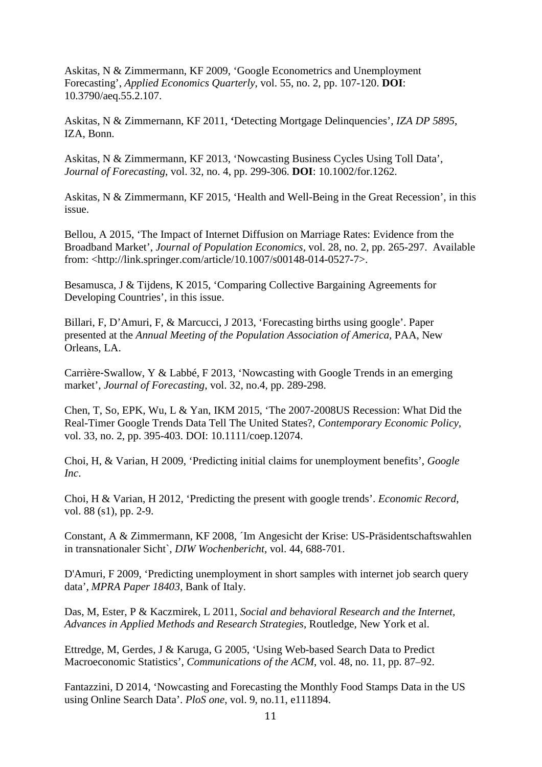Askitas, N & Zimmermann, KF 2009, 'Google Econometrics and Unemployment Forecasting', *Applied Economics Quarterly*, vol. 55, no. 2, pp. 107-120. **DOI**: 10.3790/aeq.55.2.107.

Askitas, N & Zimmernann, KF 2011, **'**Detecting Mortgage Delinquencies', *IZA DP 5895*, IZA, Bonn.

Askitas, N & Zimmermann, KF 2013, 'Nowcasting Business Cycles Using Toll Data', *Journal of Forecasting*, vol. 32, no. 4, pp. 299-306. **DOI**: 10.1002/for.1262.

Askitas, N & Zimmermann, KF 2015, 'Health and Well-Being in the Great Recession', in this issue.

Bellou, A 2015, 'The Impact of Internet Diffusion on Marriage Rates: Evidence from the Broadband Market', *Journal of Population Economics*, vol. 28, no. 2, pp. 265-297. Available from: <http://link.springer.com/article/10.1007/s00148-014-0527-7>.

Besamusca, J & Tijdens, K 2015, 'Comparing Collective Bargaining Agreements for Developing Countries', in this issue.

Billari, F, D'Amuri, F, & Marcucci, J 2013, 'Forecasting births using google'. Paper presented at the *Annual Meeting of the Population Association of America*, PAA, New Orleans, LA.

Carrière-Swallow, Y & Labbé, F 2013, 'Nowcasting with Google Trends in an emerging market', *Journal of Forecasting*, vol. 32, no.4, pp. 289-298.

Chen, T, So, EPK, Wu, L & Yan, IKM 2015, 'The 2007-2008US Recession: What Did the Real-Timer Google Trends Data Tell The United States?, *Contemporary Economic Policy*, vol. 33, no. 2, pp. 395-403. DOI: 10.1111/coep.12074.

Choi, H, & Varian, H 2009, 'Predicting initial claims for unemployment benefits', *Google Inc*.

Choi, H & Varian, H 2012, 'Predicting the present with google trends'. *Economic Record*, vol. 88 (s1), pp. 2-9.

Constant, A & Zimmermann, KF 2008, ´Im Angesicht der Krise: US-Präsidentschaftswahlen in transnationaler Sicht`, *DIW Wochenbericht*, vol. 44, 688-701.

D'Amuri, F 2009, 'Predicting unemployment in short samples with internet job search query data', *MPRA Paper 18403*, Bank of Italy.

Das, M, Ester, P & Kaczmirek, L 2011, *Social and behavioral Research and the Internet, Advances in Applied Methods and Research Strategies*, Routledge, New York et al.

Ettredge, M, Gerdes, J & Karuga, G 2005, 'Using Web-based Search Data to Predict Macroeconomic Statistics', *Communications of the ACM*, vol. 48, no. 11, pp. 87–92.

Fantazzini, D 2014, 'Nowcasting and Forecasting the Monthly Food Stamps Data in the US using Online Search Data'. *PloS one*, vol. 9, no.11, e111894.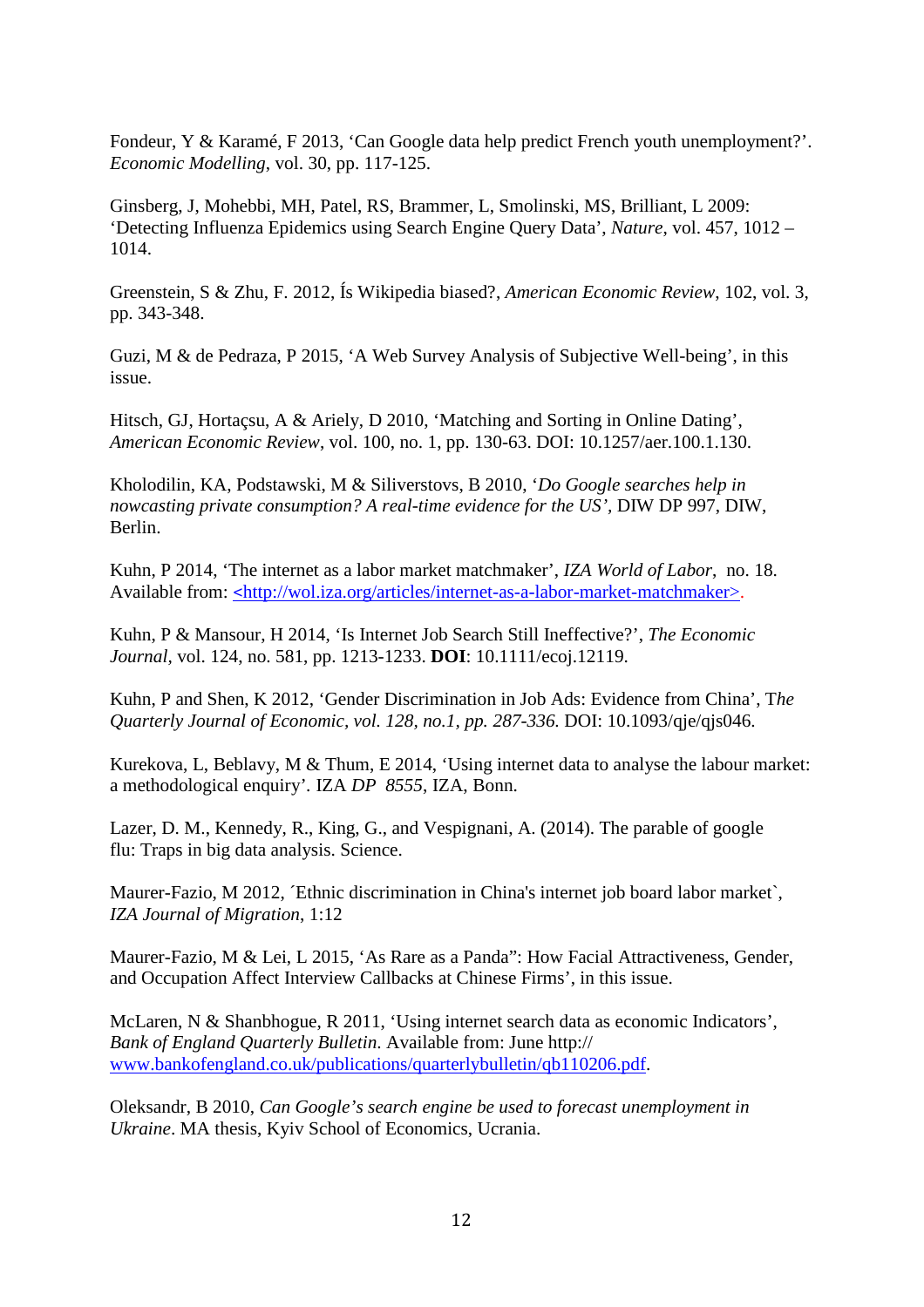Fondeur, Y & Karamé, F 2013, 'Can Google data help predict French youth unemployment?'. *Economic Modelling*, vol. 30, pp. 117-125.

Ginsberg, J, Mohebbi, MH, Patel, RS, Brammer, L, Smolinski, MS, Brilliant, L 2009: 'Detecting Influenza Epidemics using Search Engine Query Data', *Nature*, vol. 457, 1012 – 1014.

Greenstein, S & Zhu, F. 2012, Ís Wikipedia biased?, *American Economic Review*, 102, vol. 3, pp. 343-348.

Guzi, M & de Pedraza, P 2015, 'A Web Survey Analysis of Subjective Well-being', in this issue.

Hitsch, GJ, Hortaçsu, A & Ariely, D 2010, 'Matching and Sorting in Online Dating', *American Economic Review*, vol. 100, no. 1, pp. 130-63. DOI: 10.1257/aer.100.1.130.

Kholodilin, KA, Podstawski, M & Siliverstovs, B 2010, '*Do Google searches help in nowcasting private consumption? A real-time evidence for the US'*, DIW DP 997, DIW, Berlin.

Kuhn, P 2014, 'The internet as a labor market matchmaker', *IZA World of Labor*, no. 18. Available from: <http://wol.iza.org/articles/internet-as-a-labor-market-matchmaker>.

Kuhn, P & Mansour, H 2014, 'Is Internet Job Search Still Ineffective?', *The Economic Journal*, vol. 124, no. 581, pp. 1213-1233. **DOI**: 10.1111/ecoj.12119.

Kuhn, P and Shen, K 2012, 'Gender Discrimination in Job Ads: Evidence from China', T*he Quarterly Journal of Economic, vol. 128, no.1, pp. 287-336.* DOI: 10.1093/qje/qjs046.

Kurekova, L, Beblavy, M & Thum, E 2014, 'Using internet data to analyse the labour market: a methodological enquiry'. IZA *DP 8555*, IZA, Bonn.

Lazer, D. M., Kennedy, R., King, G., and Vespignani, A. (2014). The parable of google flu: Traps in big data analysis. Science.

Maurer-Fazio, M 2012, ´Ethnic discrimination in China's internet job board labor market`, *IZA Journal of Migration*, 1:12

Maurer-Fazio, M & Lei, L 2015, 'As Rare as a Panda": How Facial Attractiveness, Gender, and Occupation Affect Interview Callbacks at Chinese Firms', in this issue.

McLaren, N & Shanbhogue, R 2011, 'Using internet search data as economic Indicators', *Bank of England Quarterly Bulletin.* Available from: June http:// www.bankofengland.co.uk/publications/quarterlybulletin/qb110206.pdf.

Oleksandr, B 2010, *Can Google's search engine be used to forecast unemployment in Ukraine*. MA thesis, Kyiv School of Economics, Ucrania.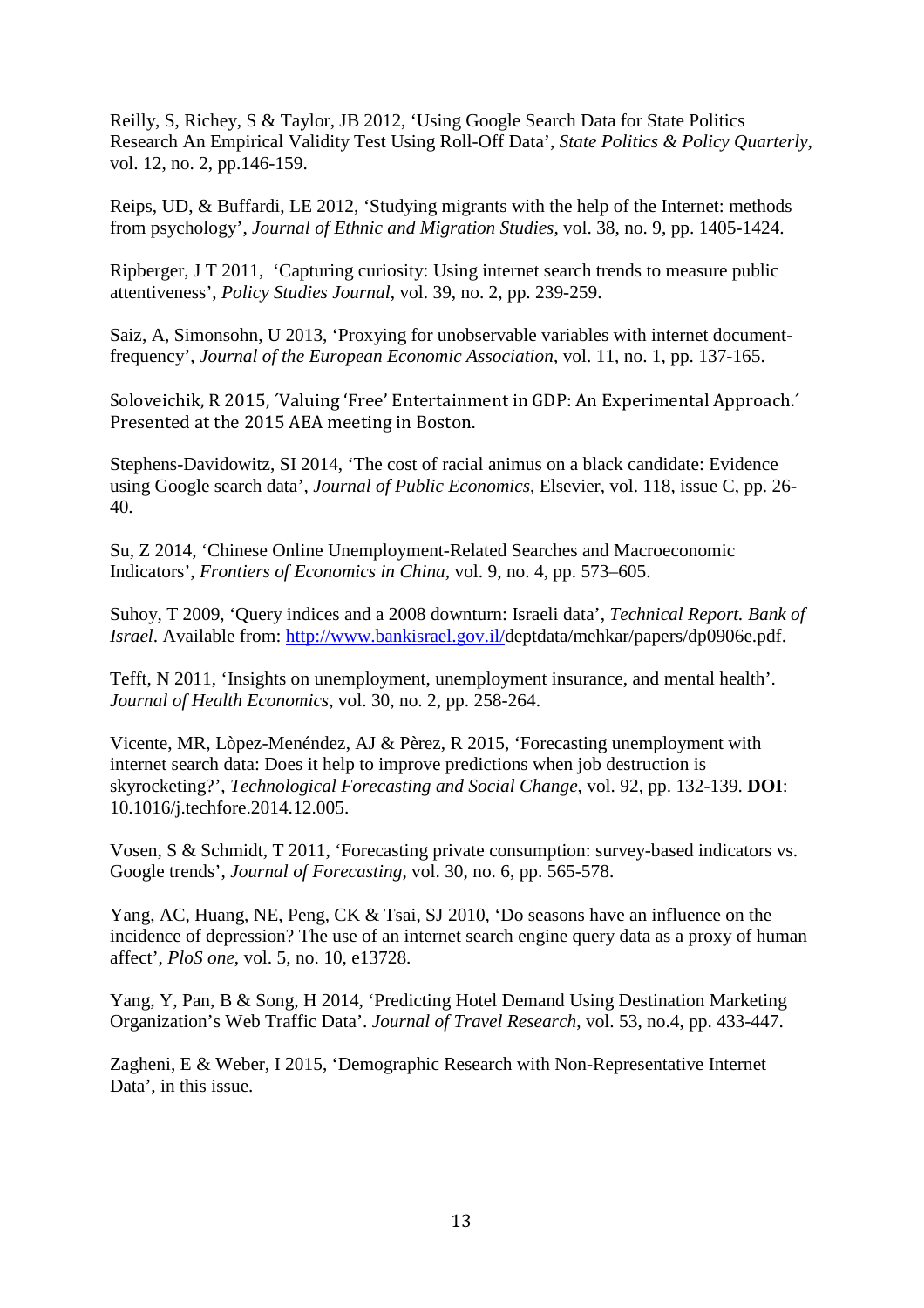Reilly, S, Richey, S & Taylor, JB 2012, 'Using Google Search Data for State Politics Research An Empirical Validity Test Using Roll-Off Data', *State Politics & Policy Quarterly*, vol. 12, no. 2, pp.146-159.

Reips, UD, & Buffardi, LE 2012, 'Studying migrants with the help of the Internet: methods from psychology', *Journal of Ethnic and Migration Studies*, vol. 38, no. 9, pp. 1405-1424.

Ripberger, J T 2011, 'Capturing curiosity: Using internet search trends to measure public attentiveness', *Policy Studies Journal*, vol. 39, no. 2, pp. 239-259.

Saiz, A, Simonsohn, U 2013, 'Proxying for unobservable variables with internet document-frequency', *Journal of the European Economic Association*, vol. 11, no. 1, pp. 137-165.

Soloveichik, R 2015, 'Valuing 'Free' Entertainment in GDP: An Experimental Approach.' Presented at the 2015 AEA meeting in Boston.

Stephens-Davidowitz, SI 2014, 'The cost of racial animus on a black candidate: Evidence using Google search data', *Journal of Public Economics*, Elsevier, vol. 118, issue C, pp. 26-40.

Su, Z 2014, 'Chinese Online Unemployment-Related Searches and Macroeconomic Indicators', *Frontiers of Economics in China*, vol. 9, no. 4, pp. 573–605.

Suhoy, T 2009, 'Query indices and a 2008 downturn: Israeli data', *Technical Report. Bank of Israel*. Available from: http://www.bankisrael.gov.il/deptdata/mehkar/papers/dp0906e.pdf.

Tefft, N 2011, 'Insights on unemployment, unemployment insurance, and mental health'. *Journal of Health Economics*, vol. 30, no. 2, pp. 258-264.

Vicente, MR, Lòpez-Menéndez, AJ & Pèrez, R 2015, 'Forecasting unemployment with internet search data: Does it help to improve predictions when job destruction is skyrocketing?', *Technological Forecasting and Social Change*, vol. 92, pp. 132-139. **DOI**: 10.1016/j.techfore.2014.12.005.

Vosen, S & Schmidt, T 2011, 'Forecasting private consumption: survey-based indicators vs. Google trends', *Journal of Forecasting*, vol. 30, no. 6, pp. 565-578.

Yang, AC, Huang, NE, Peng, CK & Tsai, SJ 2010, 'Do seasons have an influence on the incidence of depression? The use of an internet search engine query data as a proxy of human affect', *PloS one*, vol. 5, no. 10, e13728.

Yang, Y, Pan, B & Song, H 2014, 'Predicting Hotel Demand Using Destination Marketing Organization's Web Traffic Data'. *Journal of Travel Research*, vol. 53, no.4, pp. 433-447.

Zagheni, E & Weber, I 2015, 'Demographic Research with Non-Representative Internet Data', in this issue.